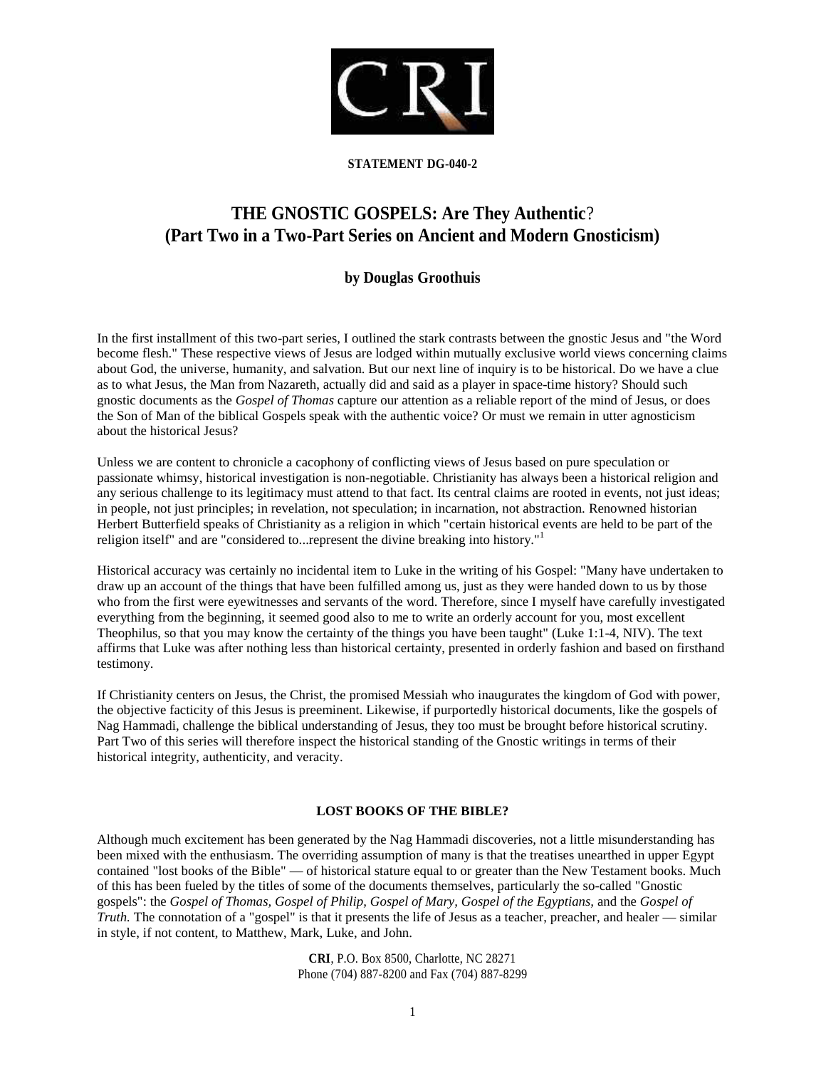**STATEMENT DG-040-2**

# THE GNOSTIC GOSPELS: Are They Authentic? (Part Two in a Two-Part Series on Ancient and Modern Gnosticism)

### by Douglas Groothuis

In the first installment of this two-part series, I outlined the stark contrasts between the gnostic Jesus and "the Word become flesh." These respective views of Jesus are lodged within mutually exclusive world views concerning claims about God, the universe, humanity, and salvation. But our next line of inquiry is to be historical. Do we have a clue as to what Jesus, the Man from Nazareth, actually did and said as a player in space-time history? Should such gnostic documents as the *Gospel of Thomas* capture our attention as a reliable report of the mind of Jesus, or does the Son of Man of the biblical Gospels speak with the authentic voice? Or must we remain in utter agnosticism about the historical Jesus?

Unless we are content to chronicle a cacophony of conflicting views of Jesus based on pure speculation or passionate whimsy, historical investigation is non-negotiable. Christianity has always been a historical religion and any serious challenge to its legitimacy must attend to that fact. Its central claims are rooted in events, not just ideas; in people, not just principles; in revelation, not speculation; in incarnation, not abstraction. Renowned historian Herbert Butterfield speaks of Christianity as a religion in which "certain historical events are held to be part of the religion itself" and are "considered to...represent the divine breaking into history."[1]

Historical accuracy was certainly no incidental item to Luke in the writing of his Gospel: "Many have undertaken to draw up an account of the things that have been fulfilled among us, just as they were handed down to us by those who from the first were eyewitnesses and servants of the word. Therefore, since I myself have carefully investigated everything from the beginning, it seemed good also to me to write an orderly account for you, most excellent Theophilus, so that you may know the certainty of the things you have been taught" (Luke 1:1-4, NIV). The text affirms that Luke was after nothing less than historical certainty, presented in orderly fashion and based on firsthand testimony.

If Christianity centers on Jesus, the Christ, the promised Messiah who inaugurates the kingdom of God with power, the objective facticity of this Jesus is preeminent. Likewise, if purportedly historical documents, like the gospels of Nag Hammadi, challenge the biblical understanding of Jesus, they too must be brought before historical scrutiny. Part Two of this series will therefore inspect the historical standing of the Gnostic writings in terms of their historical integrity, authenticity, and veracity.

## LOST BOOKS OF THE BIBLE?

Although much excitement has been generated by the Nag Hammadi discoveries, not a little misunderstanding has been mixed with the enthusiasm. The overriding assumption of many is that the treatises unearthed in upper Egypt contained "lost books of the Bible" — of historical stature equal to or greater than the New Testament books. Much of this has been fueled by the titles of some of the documents themselves, particularly the so-called "Gnostic gospels": the *Gospel of Thomas, Gospel of Philip, Gospel of Mary, Gospel of the Egyptians*, and the *Gospel of Truth.* The connotation of a "gospel" is that it presents the life of Jesus as a teacher, preacher, and healer — similar in style, if not content, to Matthew, Mark, Luke, and John.

**CRI**, P.O. Box 8500, Charlotte, NC 28271
Phone (704) 887-8200 and Fax (704) 887-8299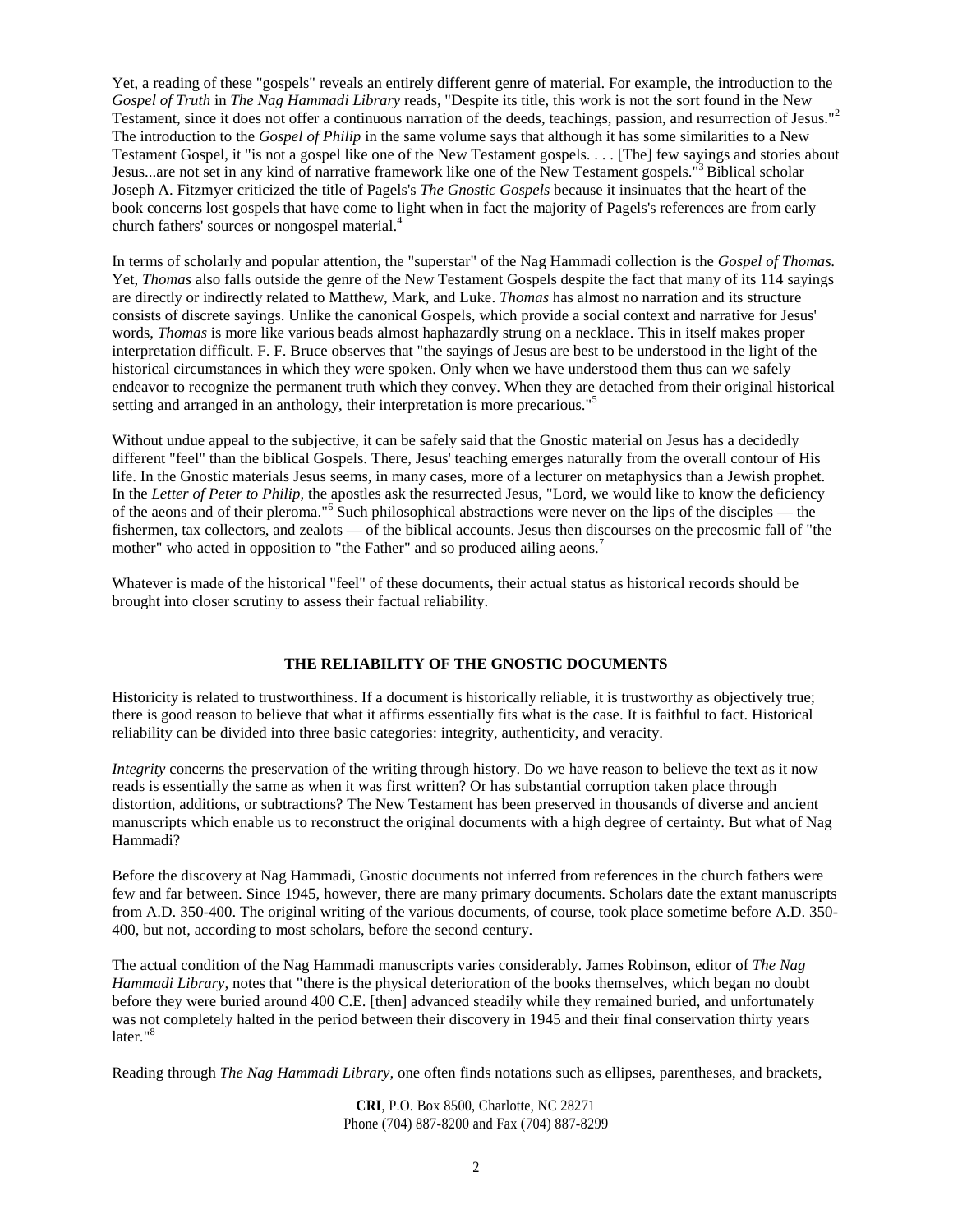Yet, a reading of these "gospels" reveals an entirely different genre of material. For example, the introduction to the *Gospel of Truth* in *The Nag Hammadi Library* reads, "Despite its title, this work is not the sort found in the New Testament, since it does not offer a continuous narration of the deeds, teachings, passion, and resurrection of Jesus."[2] The introduction to the *Gospel of Philip* in the same volume says that although it has some similarities to a New Testament Gospel, it "is not a gospel like one of the New Testament gospels. . . . [The] few sayings and stories about Jesus...are not set in any kind of narrative framework like one of the New Testament gospels."[3] Biblical scholar Joseph A. Fitzmyer criticized the title of Pagels's *The Gnostic Gospels* because it insinuates that the heart of the book concerns lost gospels that have come to light when in fact the majority of Pagels's references are from early church fathers' sources or nongospel material.[4]

In terms of scholarly and popular attention, the "superstar" of the Nag Hammadi collection is the *Gospel of Thomas.* Yet, *Thomas* also falls outside the genre of the New Testament Gospels despite the fact that many of its 114 sayings are directly or indirectly related to Matthew, Mark, and Luke. *Thomas* has almost no narration and its structure consists of discrete sayings. Unlike the canonical Gospels, which provide a social context and narrative for Jesus' words, *Thomas* is more like various beads almost haphazardly strung on a necklace. This in itself makes proper interpretation difficult. F. F. Bruce observes that "the sayings of Jesus are best to be understood in the light of the historical circumstances in which they were spoken. Only when we have understood them thus can we safely endeavor to recognize the permanent truth which they convey. When they are detached from their original historical setting and arranged in an anthology, their interpretation is more precarious."[5]

Without undue appeal to the subjective, it can be safely said that the Gnostic material on Jesus has a decidedly different "feel" than the biblical Gospels. There, Jesus' teaching emerges naturally from the overall contour of His life. In the Gnostic materials Jesus seems, in many cases, more of a lecturer on metaphysics than a Jewish prophet. In the *Letter of Peter to Philip,* the apostles ask the resurrected Jesus, "Lord, we would like to know the deficiency of the aeons and of their pleroma."[6] Such philosophical abstractions were never on the lips of the disciples — the fishermen, tax collectors, and zealots — of the biblical accounts. Jesus then discourses on the precosmic fall of "the mother" who acted in opposition to "the Father" and so produced ailing aeons.[7]

Whatever is made of the historical "feel" of these documents, their actual status as historical records should be brought into closer scrutiny to assess their factual reliability.

## THE RELIABILITY OF THE GNOSTIC DOCUMENTS

Historicity is related to trustworthiness. If a document is historically reliable, it is trustworthy as objectively true; there is good reason to believe that what it affirms essentially fits what is the case. It is faithful to fact. Historical reliability can be divided into three basic categories: integrity, authenticity, and veracity.

*Integrity* concerns the preservation of the writing through history. Do we have reason to believe the text as it now reads is essentially the same as when it was first written? Or has substantial corruption taken place through distortion, additions, or subtractions? The New Testament has been preserved in thousands of diverse and ancient manuscripts which enable us to reconstruct the original documents with a high degree of certainty. But what of Nag Hammadi?

Before the discovery at Nag Hammadi, Gnostic documents not inferred from references in the church fathers were few and far between. Since 1945, however, there are many primary documents. Scholars date the extant manuscripts from A.D. 350-400. The original writing of the various documents, of course, took place sometime before A.D. 350-400, but not, according to most scholars, before the second century.

The actual condition of the Nag Hammadi manuscripts varies considerably. James Robinson, editor of *The Nag Hammadi Library,* notes that "there is the physical deterioration of the books themselves, which began no doubt before they were buried around 400 C.E. [then] advanced steadily while they remained buried, and unfortunately was not completely halted in the period between their discovery in 1945 and their final conservation thirty years later."[8]

Reading through *The Nag Hammadi Library,* one often finds notations such as ellipses, parentheses, and brackets,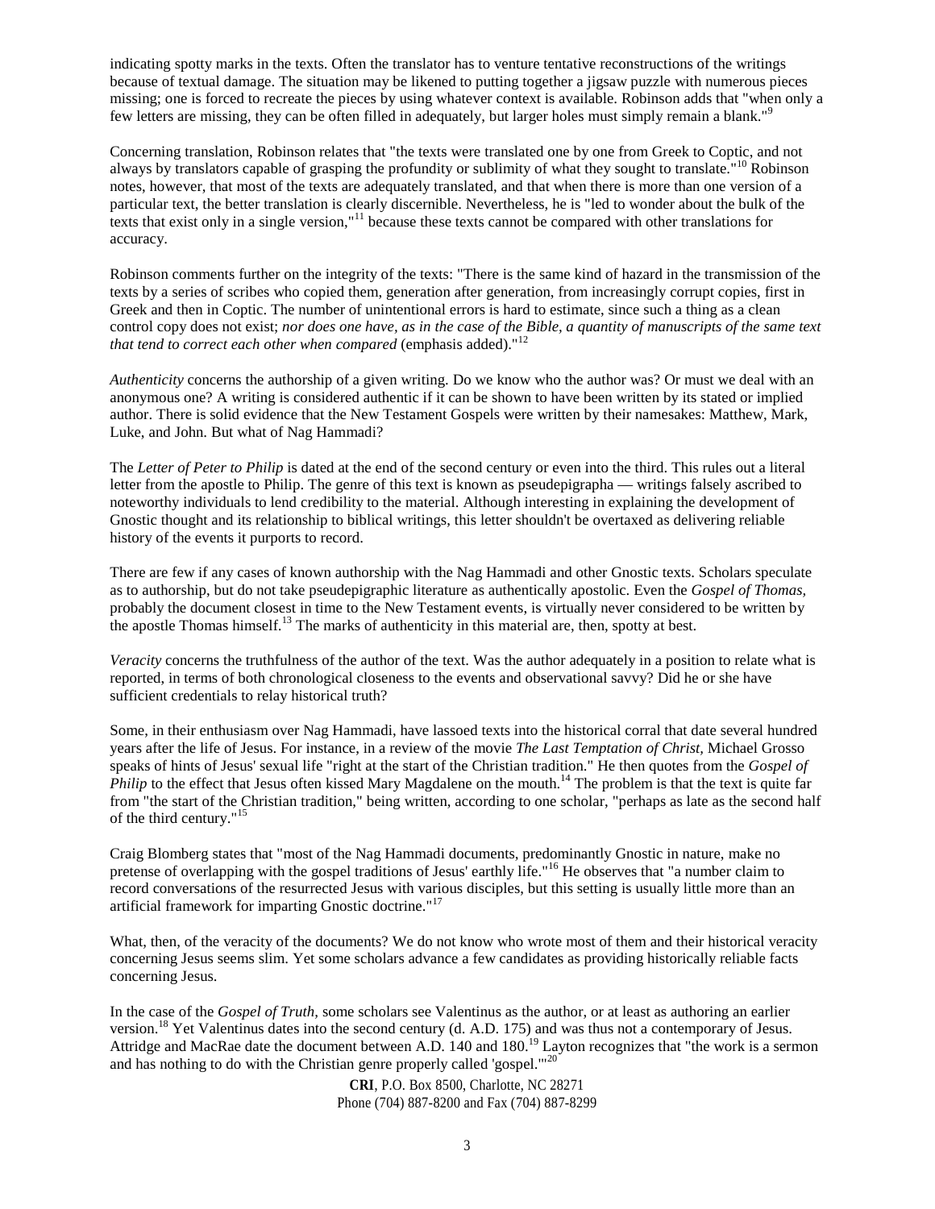indicating spotty marks in the texts. Often the translator has to venture tentative reconstructions of the writings because of textual damage. The situation may be likened to putting together a jigsaw puzzle with numerous pieces missing; one is forced to recreate the pieces by using whatever context is available. Robinson adds that "when only a few letters are missing, they can be often filled in adequately, but larger holes must simply remain a blank."[9]

Concerning translation, Robinson relates that "the texts were translated one by one from Greek to Coptic, and not always by translators capable of grasping the profundity or sublimity of what they sought to translate."[10] Robinson notes, however, that most of the texts are adequately translated, and that when there is more than one version of a particular text, the better translation is clearly discernible. Nevertheless, he is "led to wonder about the bulk of the texts that exist only in a single version,"[11] because these texts cannot be compared with other translations for accuracy.

Robinson comments further on the integrity of the texts: "There is the same kind of hazard in the transmission of the texts by a series of scribes who copied them, generation after generation, from increasingly corrupt copies, first in Greek and then in Coptic. The number of unintentional errors is hard to estimate, since such a thing as a clean control copy does not exist; *nor does one have, as in the case of the Bible, a quantity of manuscripts of the same text that tend to correct each other when compared* (emphasis added)."[12]

*Authenticity* concerns the authorship of a given writing. Do we know who the author was? Or must we deal with an anonymous one? A writing is considered authentic if it can be shown to have been written by its stated or implied author. There is solid evidence that the New Testament Gospels were written by their namesakes: Matthew, Mark, Luke, and John. But what of Nag Hammadi?

The *Letter of Peter to Philip* is dated at the end of the second century or even into the third. This rules out a literal letter from the apostle to Philip. The genre of this text is known as pseudepigrapha — writings falsely ascribed to noteworthy individuals to lend credibility to the material. Although interesting in explaining the development of Gnostic thought and its relationship to biblical writings, this letter shouldn't be overtaxed as delivering reliable history of the events it purports to record.

There are few if any cases of known authorship with the Nag Hammadi and other Gnostic texts. Scholars speculate as to authorship, but do not take pseudepigraphic literature as authentically apostolic. Even the *Gospel of Thomas,* probably the document closest in time to the New Testament events, is virtually never considered to be written by the apostle Thomas himself.[13] The marks of authenticity in this material are, then, spotty at best.

*Veracity* concerns the truthfulness of the author of the text. Was the author adequately in a position to relate what is reported, in terms of both chronological closeness to the events and observational savvy? Did he or she have sufficient credentials to relay historical truth?

Some, in their enthusiasm over Nag Hammadi, have lassoed texts into the historical corral that date several hundred years after the life of Jesus. For instance, in a review of the movie *The Last Temptation of Christ,* Michael Grosso speaks of hints of Jesus' sexual life "right at the start of the Christian tradition." He then quotes from the *Gospel of Philip* to the effect that Jesus often kissed Mary Magdalene on the mouth.[14] The problem is that the text is quite far from "the start of the Christian tradition," being written, according to one scholar, "perhaps as late as the second half of the third century."[15]

Craig Blomberg states that "most of the Nag Hammadi documents, predominantly Gnostic in nature, make no pretense of overlapping with the gospel traditions of Jesus' earthly life."[16] He observes that "a number claim to record conversations of the resurrected Jesus with various disciples, but this setting is usually little more than an artificial framework for imparting Gnostic doctrine."[17]

What, then, of the veracity of the documents? We do not know who wrote most of them and their historical veracity concerning Jesus seems slim. Yet some scholars advance a few candidates as providing historically reliable facts concerning Jesus.

In the case of the *Gospel of Truth,* some scholars see Valentinus as the author, or at least as authoring an earlier version.[18] Yet Valentinus dates into the second century (d. A.D. 175) and was thus not a contemporary of Jesus. Attridge and MacRae date the document between A.D. 140 and 180.[19] Layton recognizes that "the work is a sermon and has nothing to do with the Christian genre properly called 'gospel.'"[20]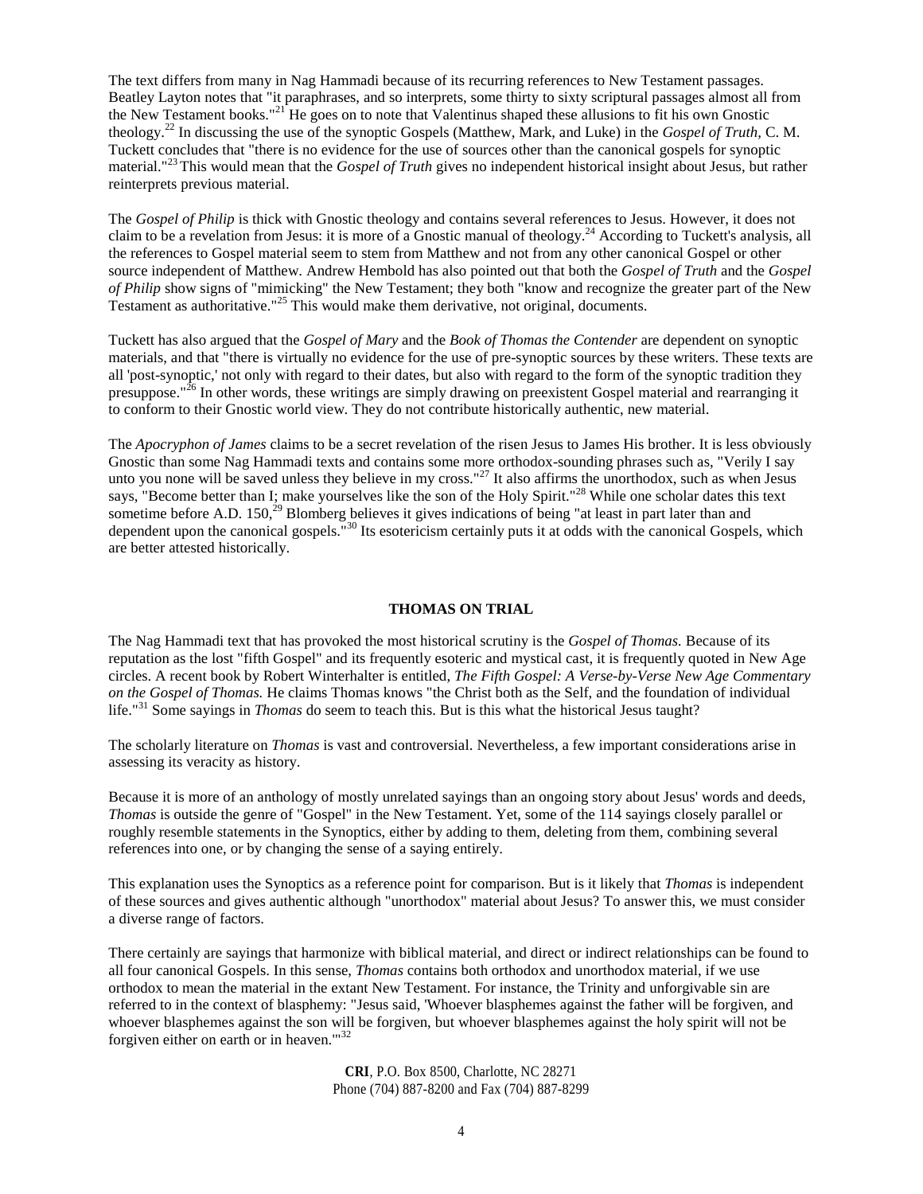The text differs from many in Nag Hammadi because of its recurring references to New Testament passages. Beatley Layton notes that "it paraphrases, and so interprets, some thirty to sixty scriptural passages almost all from the New Testament books."[21] He goes on to note that Valentinus shaped these allusions to fit his own Gnostic theology.[22] In discussing the use of the synoptic Gospels (Matthew, Mark, and Luke) in the *Gospel of Truth,* C. M. Tuckett concludes that "there is no evidence for the use of sources other than the canonical gospels for synoptic material."[23] This would mean that the *Gospel of Truth* gives no independent historical insight about Jesus, but rather reinterprets previous material.

The *Gospel of Philip* is thick with Gnostic theology and contains several references to Jesus. However, it does not claim to be a revelation from Jesus: it is more of a Gnostic manual of theology.[24] According to Tuckett's analysis, all the references to Gospel material seem to stem from Matthew and not from any other canonical Gospel or other source independent of Matthew. Andrew Hembold has also pointed out that both the *Gospel of Truth* and the *Gospel of Philip* show signs of "mimicking" the New Testament; they both "know and recognize the greater part of the New Testament as authoritative."[25] This would make them derivative, not original, documents.

Tuckett has also argued that the *Gospel of Mary* and the *Book of Thomas the Contender* are dependent on synoptic materials, and that "there is virtually no evidence for the use of pre-synoptic sources by these writers. These texts are all 'post-synoptic,' not only with regard to their dates, but also with regard to the form of the synoptic tradition they presuppose."[26] In other words, these writings are simply drawing on preexistent Gospel material and rearranging it to conform to their Gnostic world view. They do not contribute historically authentic, new material.

The *Apocryphon of James* claims to be a secret revelation of the risen Jesus to James His brother. It is less obviously Gnostic than some Nag Hammadi texts and contains some more orthodox-sounding phrases such as, "Verily I say unto you none will be saved unless they believe in my cross."[27] It also affirms the unorthodox, such as when Jesus says, "Become better than I; make yourselves like the son of the Holy Spirit."[28] While one scholar dates this text sometime before A.D. 150,[29] Blomberg believes it gives indications of being "at least in part later than and dependent upon the canonical gospels."[30] Its esotericism certainly puts it at odds with the canonical Gospels, which are better attested historically.

## THOMAS ON TRIAL

The Nag Hammadi text that has provoked the most historical scrutiny is the *Gospel of Thomas.* Because of its reputation as the lost "fifth Gospel" and its frequently esoteric and mystical cast, it is frequently quoted in New Age circles. A recent book by Robert Winterhalter is entitled, *The Fifth Gospel: A Verse-by-Verse New Age Commentary on the Gospel of Thomas.* He claims Thomas knows "the Christ both as the Self, and the foundation of individual life."[31] Some sayings in *Thomas* do seem to teach this. But is this what the historical Jesus taught?

The scholarly literature on *Thomas* is vast and controversial. Nevertheless, a few important considerations arise in assessing its veracity as history.

Because it is more of an anthology of mostly unrelated sayings than an ongoing story about Jesus' words and deeds, *Thomas* is outside the genre of "Gospel" in the New Testament. Yet, some of the 114 sayings closely parallel or roughly resemble statements in the Synoptics, either by adding to them, deleting from them, combining several references into one, or by changing the sense of a saying entirely.

This explanation uses the Synoptics as a reference point for comparison. But is it likely that *Thomas* is independent of these sources and gives authentic although "unorthodox" material about Jesus? To answer this, we must consider a diverse range of factors.

There certainly are sayings that harmonize with biblical material, and direct or indirect relationships can be found to all four canonical Gospels. In this sense, *Thomas* contains both orthodox and unorthodox material, if we use orthodox to mean the material in the extant New Testament. For instance, the Trinity and unforgivable sin are referred to in the context of blasphemy: "Jesus said, 'Whoever blasphemes against the father will be forgiven, and whoever blasphemes against the son will be forgiven, but whoever blasphemes against the holy spirit will not be forgiven either on earth or in heaven.'"[32]

**CRI**, P.O. Box 8500, Charlotte, NC 28271
Phone (704) 887-8200 and Fax (704) 887-8299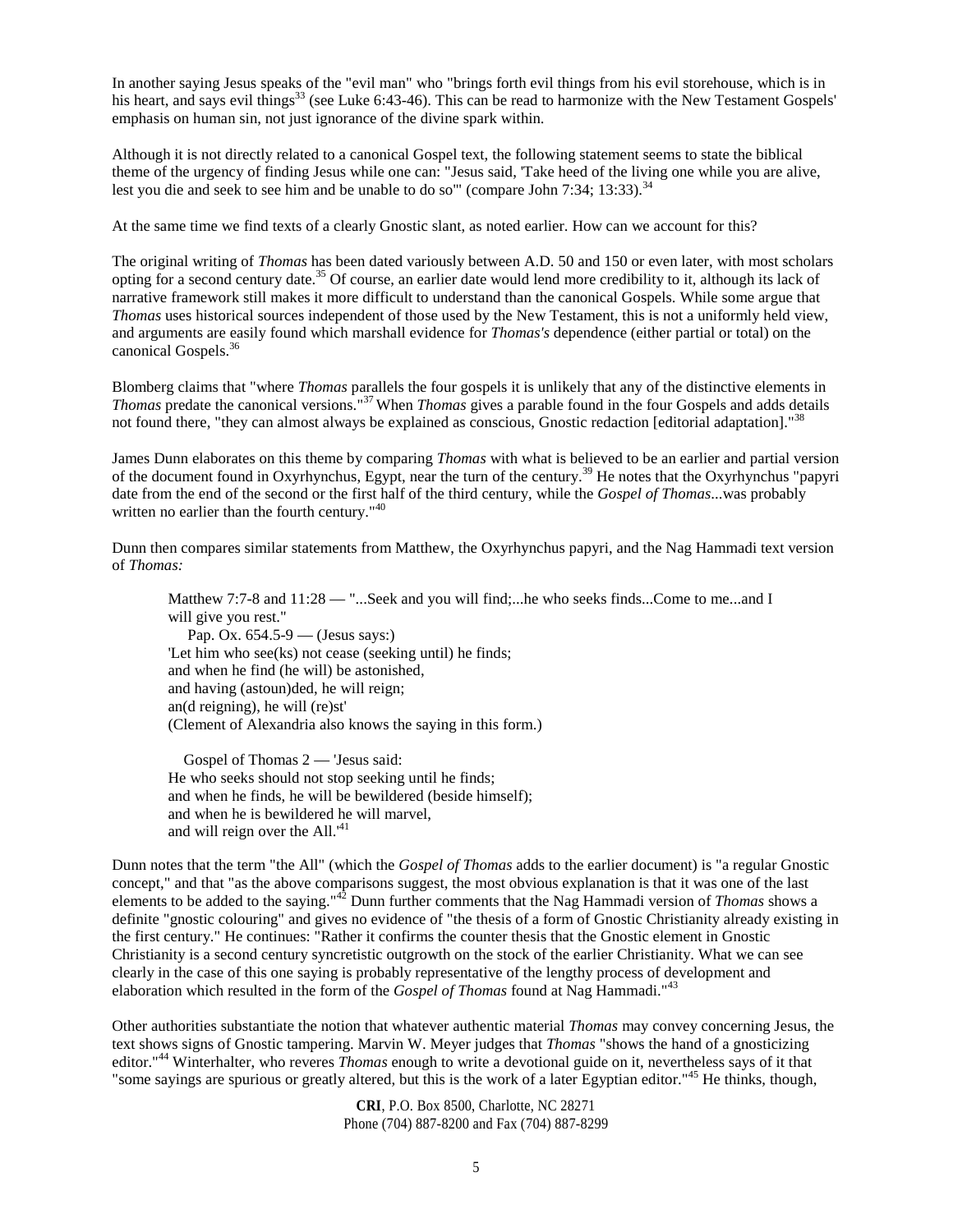In another saying Jesus speaks of the "evil man" who "brings forth evil things from his evil storehouse, which is in his heart, and says evil things[33] (see Luke 6:43-46). This can be read to harmonize with the New Testament Gospels' emphasis on human sin, not just ignorance of the divine spark within.

Although it is not directly related to a canonical Gospel text, the following statement seems to state the biblical theme of the urgency of finding Jesus while one can: "Jesus said, 'Take heed of the living one while you are alive, lest you die and seek to see him and be unable to do so'" (compare John 7:34; 13:33).[34]

At the same time we find texts of a clearly Gnostic slant, as noted earlier. How can we account for this?

The original writing of *Thomas* has been dated variously between A.D. 50 and 150 or even later, with most scholars opting for a second century date.[35] Of course, an earlier date would lend more credibility to it, although its lack of narrative framework still makes it more difficult to understand than the canonical Gospels. While some argue that *Thomas* uses historical sources independent of those used by the New Testament, this is not a uniformly held view, and arguments are easily found which marshall evidence for *Thomas's* dependence (either partial or total) on the canonical Gospels.[36]

Blomberg claims that "where *Thomas* parallels the four gospels it is unlikely that any of the distinctive elements in *Thomas* predate the canonical versions."[37] When *Thomas* gives a parable found in the four Gospels and adds details not found there, "they can almost always be explained as conscious, Gnostic redaction [editorial adaptation]."[38]

James Dunn elaborates on this theme by comparing *Thomas* with what is believed to be an earlier and partial version of the document found in Oxyrhynchus, Egypt, near the turn of the century.[39] He notes that the Oxyrhynchus "papyri date from the end of the second or the first half of the third century, while the *Gospel of Thomas*...was probably written no earlier than the fourth century."[40]

Dunn then compares similar statements from Matthew, the Oxyrhynchus papyri, and the Nag Hammadi text version of *Thomas:*

> Matthew 7:7-8 and 11:28 — "...Seek and you will find;...he who seeks finds...Come to me...and I will give you rest."
>
> Pap. Ox. 654.5-9 — (Jesus says:)
> 'Let him who see(ks) not cease (seeking until) he finds;
> and when he find (he will) be astonished,
> and having (astoun)ded, he will reign;
> an(d reigning), he will (re)st'
> (Clement of Alexandria also knows the saying in this form.)
>
> Gospel of Thomas 2 — 'Jesus said:
> He who seeks should not stop seeking until he finds;
> and when he finds, he will be bewildered (beside himself);
> and when he is bewildered he will marvel,
> and will reign over the All.'[41]

Dunn notes that the term "the All" (which the *Gospel of Thomas* adds to the earlier document) is "a regular Gnostic concept," and that "as the above comparisons suggest, the most obvious explanation is that it was one of the last elements to be added to the saying."[42] Dunn further comments that the Nag Hammadi version of *Thomas* shows a definite "gnostic colouring" and gives no evidence of "the thesis of a form of Gnostic Christianity already existing in the first century." He continues: "Rather it confirms the counter thesis that the Gnostic element in Gnostic Christianity is a second century syncretistic outgrowth on the stock of the earlier Christianity. What we can see clearly in the case of this one saying is probably representative of the lengthy process of development and elaboration which resulted in the form of the *Gospel of Thomas* found at Nag Hammadi."[43]

Other authorities substantiate the notion that whatever authentic material *Thomas* may convey concerning Jesus, the text shows signs of Gnostic tampering. Marvin W. Meyer judges that *Thomas* "shows the hand of a gnosticizing editor."[44] Winterhalter, who reveres *Thomas* enough to write a devotional guide on it, nevertheless says of it that "some sayings are spurious or greatly altered, but this is the work of a later Egyptian editor."[45] He thinks, though,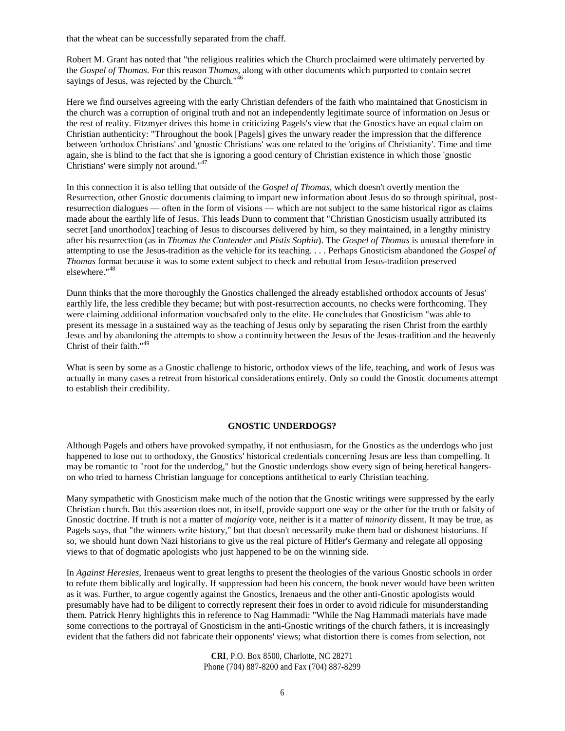that the wheat can be successfully separated from the chaff.

Robert M. Grant has noted that "the religious realities which the Church proclaimed were ultimately perverted by the *Gospel of Thomas.* For this reason *Thomas,* along with other documents which purported to contain secret sayings of Jesus, was rejected by the Church."[46]

Here we find ourselves agreeing with the early Christian defenders of the faith who maintained that Gnosticism in the church was a corruption of original truth and not an independently legitimate source of information on Jesus or the rest of reality. Fitzmyer drives this home in criticizing Pagels's view that the Gnostics have an equal claim on Christian authenticity: "Throughout the book [Pagels] gives the unwary reader the impression that the difference between 'orthodox Christians' and 'gnostic Christians' was one related to the 'origins of Christianity'. Time and time again, she is blind to the fact that she is ignoring a good century of Christian existence in which those 'gnostic Christians' were simply not around."[47]

In this connection it is also telling that outside of the *Gospel of Thomas,* which doesn't overtly mention the Resurrection, other Gnostic documents claiming to impart new information about Jesus do so through spiritual, post-resurrection dialogues — often in the form of visions — which are not subject to the same historical rigor as claims made about the earthly life of Jesus. This leads Dunn to comment that "Christian Gnosticism usually attributed its secret [and unorthodox] teaching of Jesus to discourses delivered by him, so they maintained, in a lengthy ministry after his resurrection (as in *Thomas the Contender* and *Pistis Sophia*). The *Gospel of Thomas* is unusual therefore in attempting to use the Jesus-tradition as the vehicle for its teaching. . . . Perhaps Gnosticism abandoned the *Gospel of Thomas* format because it was to some extent subject to check and rebuttal from Jesus-tradition preserved elsewhere."[48]

Dunn thinks that the more thoroughly the Gnostics challenged the already established orthodox accounts of Jesus' earthly life, the less credible they became; but with post-resurrection accounts, no checks were forthcoming. They were claiming additional information vouchsafed only to the elite. He concludes that Gnosticism "was able to present its message in a sustained way as the teaching of Jesus only by separating the risen Christ from the earthly Jesus and by abandoning the attempts to show a continuity between the Jesus of the Jesus-tradition and the heavenly Christ of their faith."[49]

What is seen by some as a Gnostic challenge to historic, orthodox views of the life, teaching, and work of Jesus was actually in many cases a retreat from historical considerations entirely. Only so could the Gnostic documents attempt to establish their credibility.

## GNOSTIC UNDERDOGS?

Although Pagels and others have provoked sympathy, if not enthusiasm, for the Gnostics as the underdogs who just happened to lose out to orthodoxy, the Gnostics' historical credentials concerning Jesus are less than compelling. It may be romantic to "root for the underdog," but the Gnostic underdogs show every sign of being heretical hangers-on who tried to harness Christian language for conceptions antithetical to early Christian teaching.

Many sympathetic with Gnosticism make much of the notion that the Gnostic writings were suppressed by the early Christian church. But this assertion does not, in itself, provide support one way or the other for the truth or falsity of Gnostic doctrine. If truth is not a matter of *majority* vote, neither is it a matter of *minority* dissent. It may be true, as Pagels says, that "the winners write history," but that doesn't necessarily make them bad or dishonest historians. If so, we should hunt down Nazi historians to give us the real picture of Hitler's Germany and relegate all opposing views to that of dogmatic apologists who just happened to be on the winning side.

In *Against Heresies,* Irenaeus went to great lengths to present the theologies of the various Gnostic schools in order to refute them biblically and logically. If suppression had been his concern, the book never would have been written as it was. Further, to argue cogently against the Gnostics, Irenaeus and the other anti-Gnostic apologists would presumably have had to be diligent to correctly represent their foes in order to avoid ridicule for misunderstanding them. Patrick Henry highlights this in reference to Nag Hammadi: "While the Nag Hammadi materials have made some corrections to the portrayal of Gnosticism in the anti-Gnostic writings of the church fathers, it is increasingly evident that the fathers did not fabricate their opponents' views; what distortion there is comes from selection, not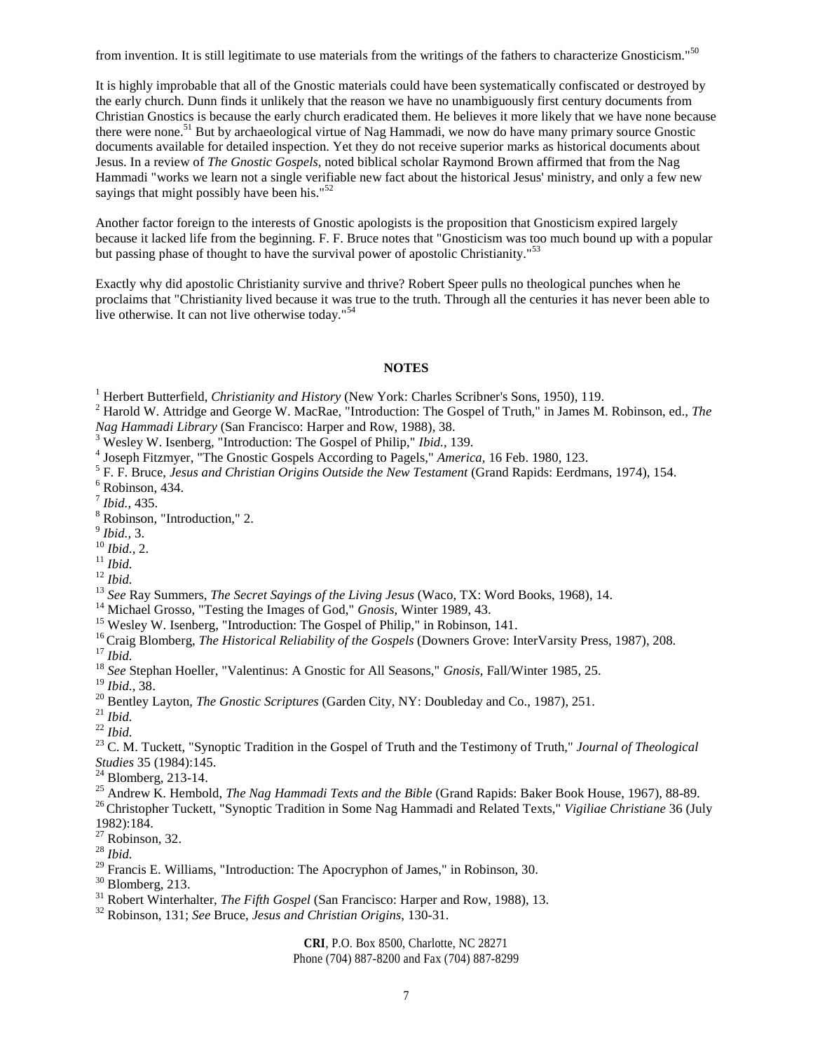from invention. It is still legitimate to use materials from the writings of the fathers to characterize Gnosticism."[50]

It is highly improbable that all of the Gnostic materials could have been systematically confiscated or destroyed by the early church. Dunn finds it unlikely that the reason we have no unambiguously first century documents from Christian Gnostics is because the early church eradicated them. He believes it more likely that we have none because there were none.[51] But by archaeological virtue of Nag Hammadi, we now do have many primary source Gnostic documents available for detailed inspection. Yet they do not receive superior marks as historical documents about Jesus. In a review of *The Gnostic Gospels*, noted biblical scholar Raymond Brown affirmed that from the Nag Hammadi "works we learn not a single verifiable new fact about the historical Jesus' ministry, and only a few new sayings that might possibly have been his."[52]

Another factor foreign to the interests of Gnostic apologists is the proposition that Gnosticism expired largely because it lacked life from the beginning. F. F. Bruce notes that "Gnosticism was too much bound up with a popular but passing phase of thought to have the survival power of apostolic Christianity."[53]

Exactly why did apostolic Christianity survive and thrive? Robert Speer pulls no theological punches when he proclaims that "Christianity lived because it was true to the truth. Through all the centuries it has never been able to live otherwise. It can not live otherwise today."[54]

**NOTES**

[1] Herbert Butterfield, *Christianity and History* (New York: Charles Scribner's Sons, 1950), 119.
[2] Harold W. Attridge and George W. MacRae, "Introduction: The Gospel of Truth," in James M. Robinson, ed., *The Nag Hammadi Library* (San Francisco: Harper and Row, 1988), 38.
[3] Wesley W. Isenberg, "Introduction: The Gospel of Philip," *Ibid.*, 139.
[4] Joseph Fitzmyer, "The Gnostic Gospels According to Pagels," *America*, 16 Feb. 1980, 123.
[5] F. F. Bruce, *Jesus and Christian Origins Outside the New Testament* (Grand Rapids: Eerdmans, 1974), 154.
[6] Robinson, 434.
[7] *Ibid.*, 435.
[8] Robinson, "Introduction," 2.
[9] *Ibid.*, 3.
[10] *Ibid.*, 2.
[11] *Ibid.*
[12] *Ibid.*
[13] *See* Ray Summers, *The Secret Sayings of the Living Jesus* (Waco, TX: Word Books, 1968), 14.
[14] Michael Grosso, "Testing the Images of God," *Gnosis,* Winter 1989, 43.
[15] Wesley W. Isenberg, "Introduction: The Gospel of Philip," in Robinson, 141.
[16] Craig Blomberg, *The Historical Reliability of the Gospels* (Downers Grove: InterVarsity Press, 1987), 208.
[17] *Ibid.*
[18] *See* Stephan Hoeller, "Valentinus: A Gnostic for All Seasons," *Gnosis*, Fall/Winter 1985, 25.
[19] *Ibid.*, 38.
[20] Bentley Layton, *The Gnostic Scriptures* (Garden City, NY: Doubleday and Co., 1987), 251.
[21] *Ibid.*
[22] *Ibid.*
[23] C. M. Tuckett, "Synoptic Tradition in the Gospel of Truth and the Testimony of Truth," *Journal of Theological Studies* 35 (1984):145.
[24] Blomberg, 213-14.
[25] Andrew K. Hembold, *The Nag Hammadi Texts and the Bible* (Grand Rapids: Baker Book House, 1967), 88-89.
[26] Christopher Tuckett, "Synoptic Tradition in Some Nag Hammadi and Related Texts," *Vigiliae Christiane* 36 (July 1982):184.
[27] Robinson, 32.
[28] *Ibid.*
[29] Francis E. Williams, "Introduction: The Apocryphon of James," in Robinson, 30.
[30] Blomberg, 213.
[31] Robert Winterhalter, *The Fifth Gospel* (San Francisco: Harper and Row, 1988), 13.
[32] Robinson, 131; *See* Bruce, *Jesus and Christian Origins*, 130-31.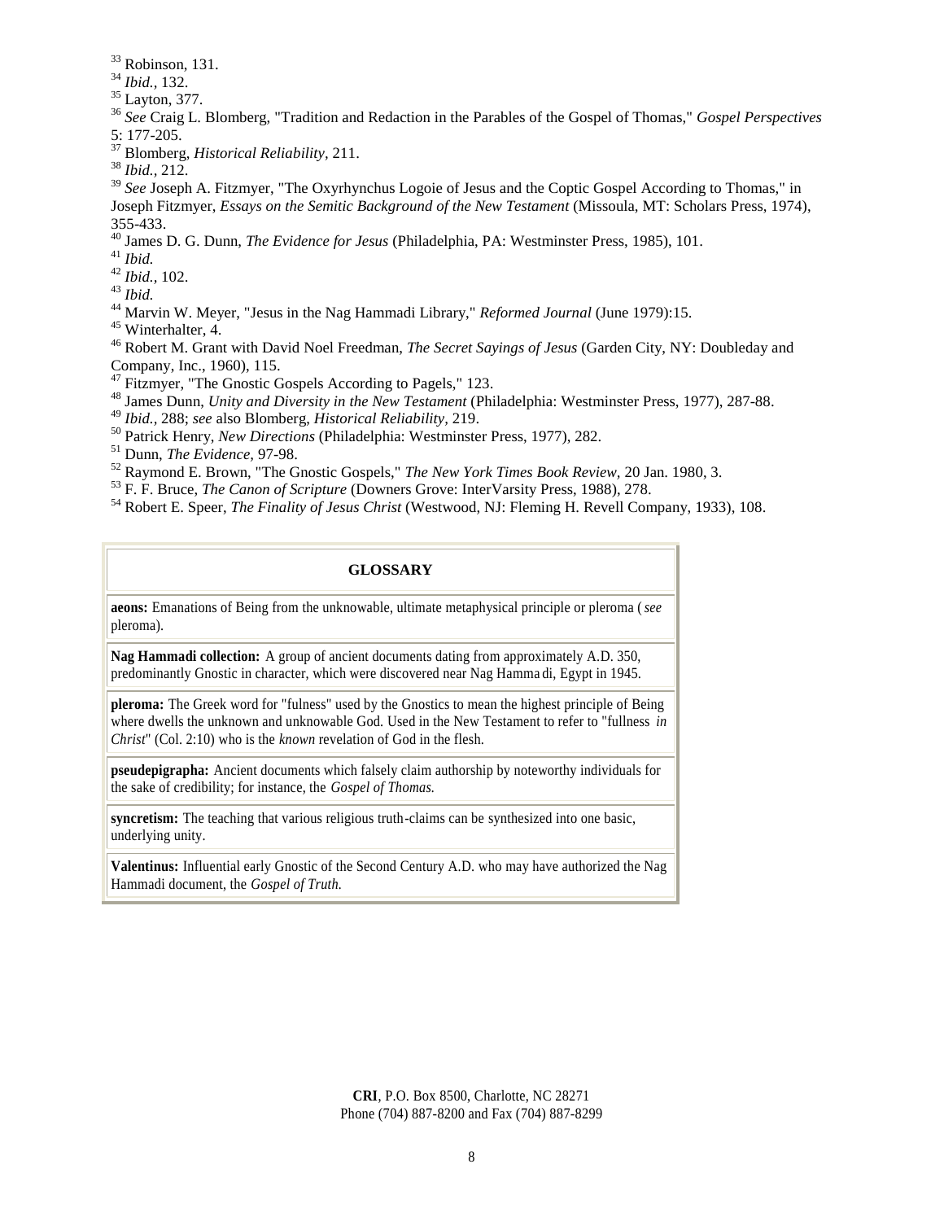[33] Robinson, 131.
[34] *Ibid.*, 132.
[35] Layton, 377.
[36] *See* Craig L. Blomberg, "Tradition and Redaction in the Parables of the Gospel of Thomas," *Gospel Perspectives* 5: 177-205.
[37] Blomberg, *Historical Reliability*, 211.
[38] *Ibid.*, 212.
[39] *See* Joseph A. Fitzmyer, "The Oxyrhynchus Logoie of Jesus and the Coptic Gospel According to Thomas," in Joseph Fitzmyer, *Essays on the Semitic Background of the New Testament* (Missoula, MT: Scholars Press, 1974), 355-433.
[40] James D. G. Dunn, *The Evidence for Jesus* (Philadelphia, PA: Westminster Press, 1985), 101.
[41] *Ibid.*
[42] *Ibid.*, 102.
[43] *Ibid.*
[44] Marvin W. Meyer, "Jesus in the Nag Hammadi Library," *Reformed Journal* (June 1979):15.
[45] Winterhalter, 4.
[46] Robert M. Grant with David Noel Freedman, *The Secret Sayings of Jesus* (Garden City, NY: Doubleday and Company, Inc., 1960), 115.
[47] Fitzmyer, "The Gnostic Gospels According to Pagels," 123.
[48] James Dunn, *Unity and Diversity in the New Testament* (Philadelphia: Westminster Press, 1977), 287-88.
[49] *Ibid.*, 288; *see* also Blomberg, *Historical Reliability*, 219.
[50] Patrick Henry, *New Directions* (Philadelphia: Westminster Press, 1977), 282.
[51] Dunn, *The Evidence,* 97-98.
[52] Raymond E. Brown, "The Gnostic Gospels," *The New York Times Book Review*, 20 Jan. 1980, 3.
[53] F. F. Bruce, *The Canon of Scripture* (Downers Grove: InterVarsity Press, 1988), 278.
[54] Robert E. Speer, *The Finality of Jesus Christ* (Westwood, NJ: Fleming H. Revell Company, 1933), 108.

## GLOSSARY

**aeons:** Emanations of Being from the unknowable, ultimate metaphysical principle or pleroma (*see* pleroma).

**Nag Hammadi collection:** A group of ancient documents dating from approximately A.D. 350, predominantly Gnostic in character, which were discovered near Nag Hammadi, Egypt in 1945.

**pleroma:** The Greek word for "fulness" used by the Gnostics to mean the highest principle of Being where dwells the unknown and unknowable God. Used in the New Testament to refer to "fullness *in Christ*" (Col. 2:10) who is the *known* revelation of God in the flesh.

**pseudepigrapha:** Ancient documents which falsely claim authorship by noteworthy individuals for the sake of credibility; for instance, the *Gospel of Thomas.*

**syncretism:** The teaching that various religious truth-claims can be synthesized into one basic, underlying unity.

**Valentinus:** Influential early Gnostic of the Second Century A.D. who may have authorized the Nag Hammadi document, the *Gospel of Truth.*

**CRI**, P.O. Box 8500, Charlotte, NC 28271
Phone (704) 887-8200 and Fax (704) 887-8299